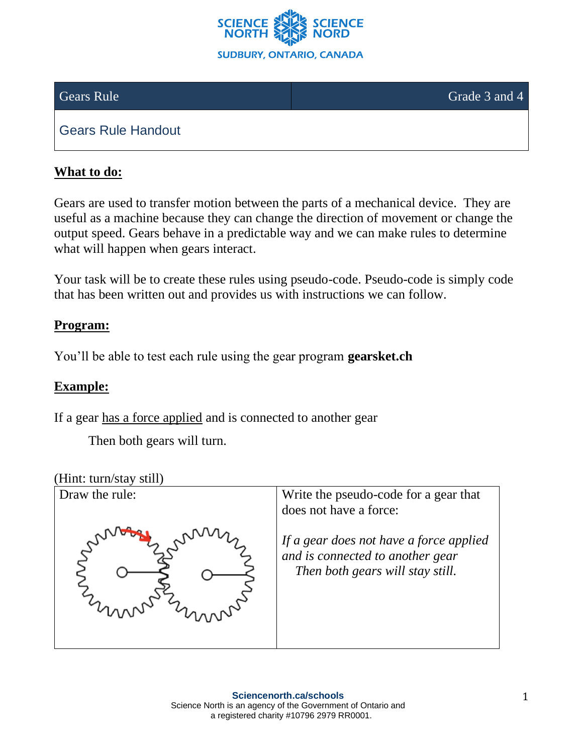SCIENCE NORTH | SCIENCE NORD
SUDBURY, ONTARIO, CANADA

| Gears Rule | Grade 3 and 4 |
|---|---|
| Gears Rule Handout | |

## What to do:

Gears are used to transfer motion between the parts of a mechanical device. They are useful as a machine because they can change the direction of movement or change the output speed. Gears behave in a predictable way and we can make rules to determine what will happen when gears interact.

Your task will be to create these rules using pseudo-code. Pseudo-code is simply code that has been written out and provides us with instructions we can follow.

## Program:

You'll be able to test each rule using the gear program **gearsket.ch**

## Example:

If a gear has a force applied and is connected to another gear

Then both gears will turn.

(Hint: turn/stay still)

| Draw the rule: | Write the pseudo-code for a gear that does not have a force: |
|---|---|
| | *If a gear does not have a force applied and is connected to another gear*<br>*Then both gears will stay still.* |

**Sciencenorth.ca/schools**
Science North is an agency of the Government of Ontario and a registered charity #10796 2979 RR0001.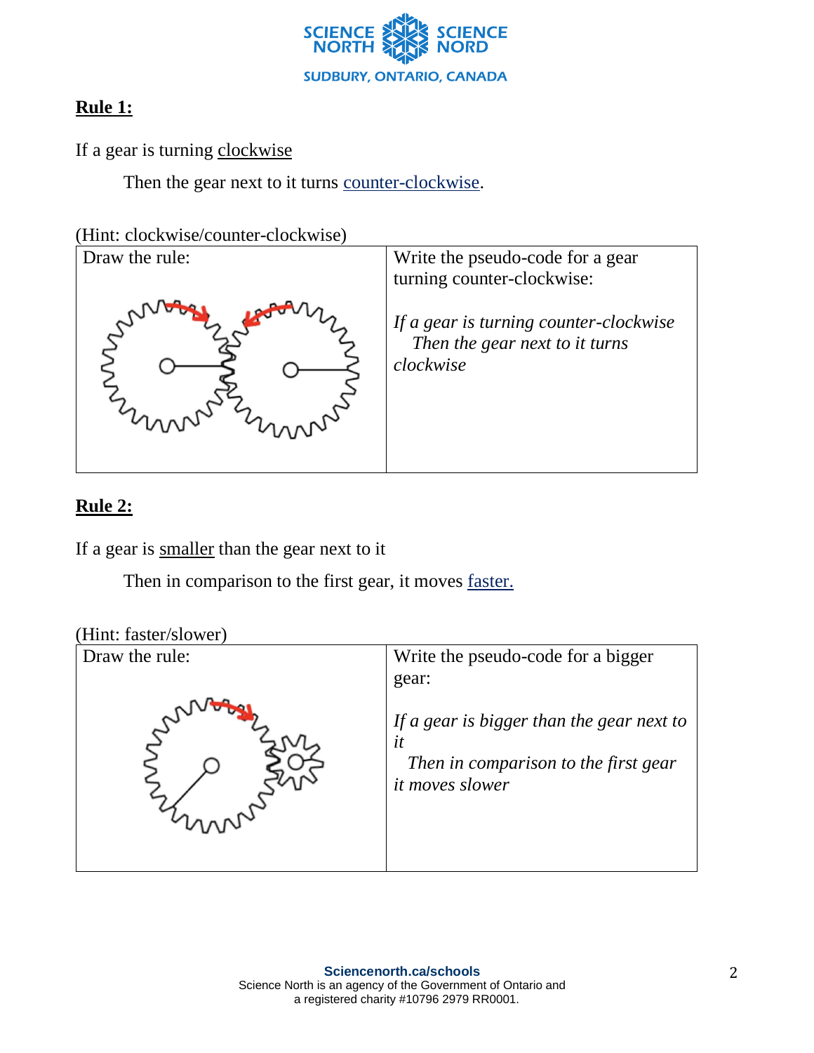## Rule 1:

If a gear is turning clockwise

Then the gear next to it turns counter-clockwise.

(Hint: clockwise/counter-clockwise)

| Draw the rule: | Write the pseudo-code for a gear turning counter-clockwise:<br><br>*If a gear is turning counter-clockwise*<br>*Then the gear next to it turns clockwise* |
|---|---|

## Rule 2:

If a gear is smaller than the gear next to it

Then in comparison to the first gear, it moves faster.

(Hint: faster/slower)

| Draw the rule: | Write the pseudo-code for a bigger gear:<br><br>*If a gear is bigger than the gear next to it*<br>*Then in comparison to the first gear it moves slower* |
|---|---|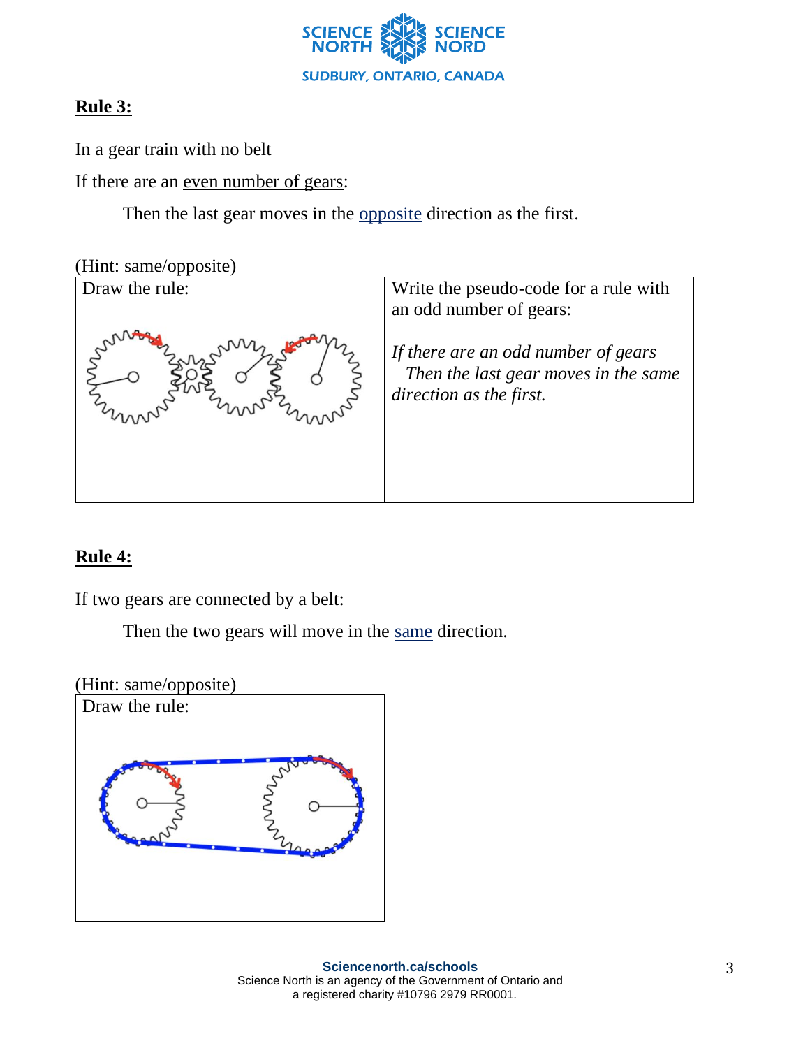## Rule 3:

In a gear train with no belt

If there are an <u>even number of gears</u>:

> Then the last gear moves in the <u>opposite</u> direction as the first.

(Hint: same/opposite)

| Draw the rule: | Write the pseudo-code for a rule with an odd number of gears: |
|---|---|
| | *If there are an odd number of gears*<br>*Then the last gear moves in the same direction as the first.* |

## Rule 4:

If two gears are connected by a belt:

> Then the two gears will move in the <u>same</u> direction.

(Hint: same/opposite)

| Draw the rule: |
|---|
| |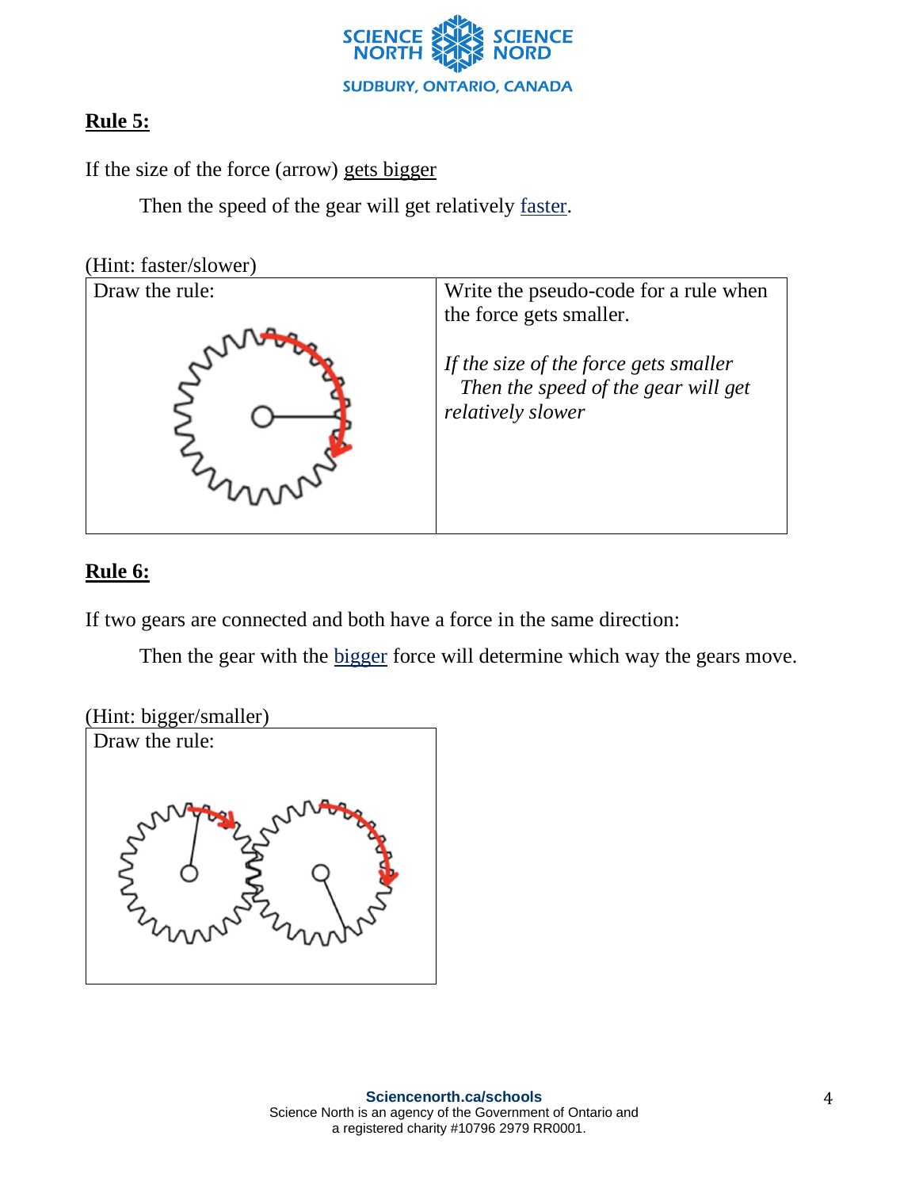## Rule 5:

If the size of the force (arrow) gets bigger

Then the speed of the gear will get relatively faster.

(Hint: faster/slower)

| Draw the rule: | Write the pseudo-code for a rule when the force gets smaller.<br><br>*If the size of the force gets smaller*<br>*Then the speed of the gear will get relatively slower* |
| --- | --- |

## Rule 6:

If two gears are connected and both have a force in the same direction:

Then the gear with the bigger force will determine which way the gears move.

(Hint: bigger/smaller)

| Draw the rule: |
| --- |